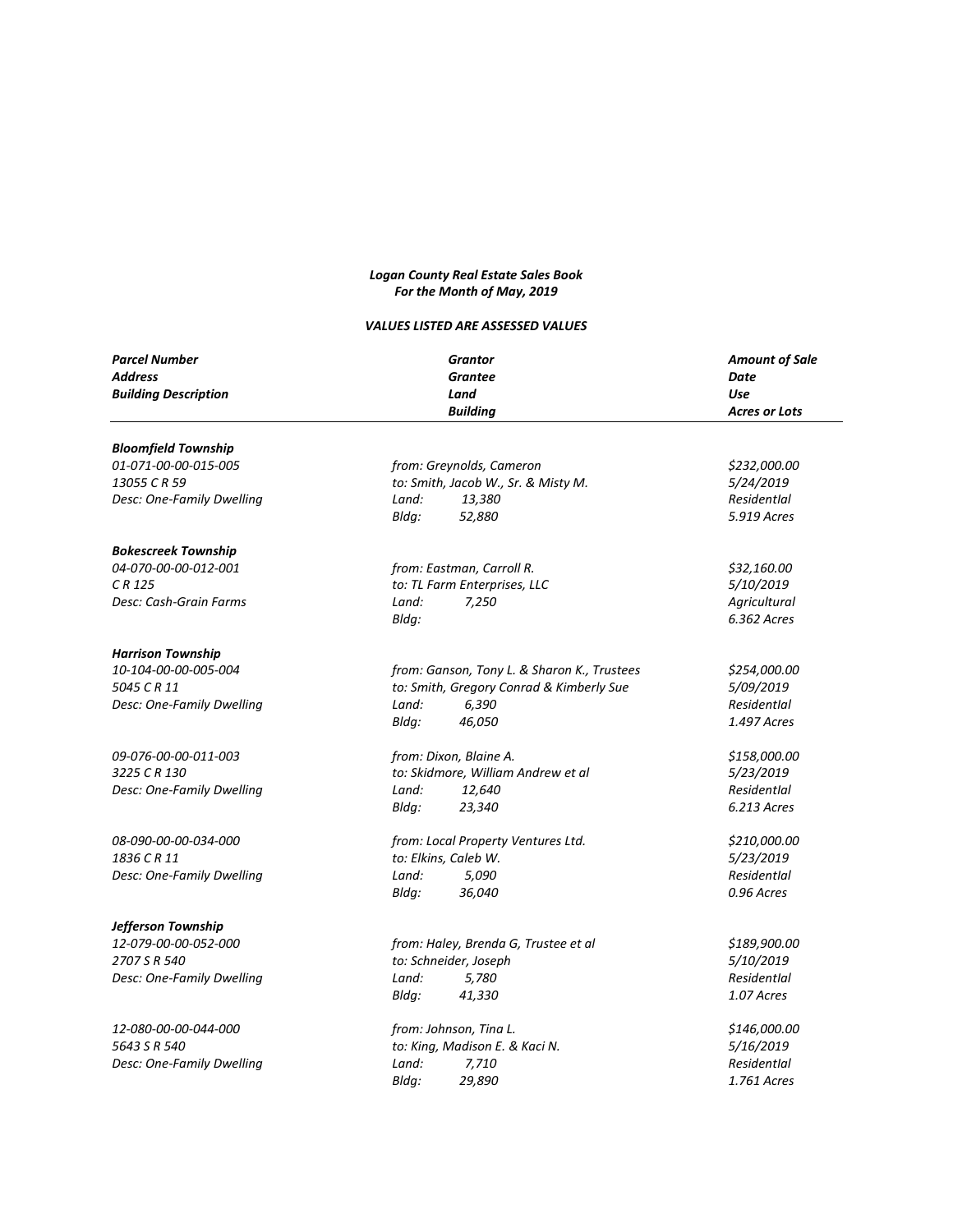***Logan County Real Estate Sales Book***
***For the Month of May, 2019***

***VALUES LISTED ARE ASSESSED VALUES***

| *Parcel Number*<br>*Address*<br>*Building Description* | *Grantor*<br>*Grantee*<br>*Land*<br>*Building* | *Amount of Sale*<br>*Date*<br>*Use*<br>*Acres or Lots* |
|---|---|---|
| ***Bloomfield Township*** | | |
| *01-071-00-00-015-005*<br>*13055 C R 59*<br>*Desc: One-Family Dwelling* | *from: Greynolds, Cameron*<br>*to: Smith, Jacob W., Sr. & Misty M.*<br>*Land: 13,380*<br>*Bldg: 52,880* | *$232,000.00*<br>*5/24/2019*<br>*Residential*<br>*5.919 Acres* |
| ***Bokescreek Township*** | | |
| *04-070-00-00-012-001*<br>*C R 125*<br>*Desc: Cash-Grain Farms* | *from: Eastman, Carroll R.*<br>*to: TL Farm Enterprises, LLC*<br>*Land: 7,250*<br>*Bldg:* | *$32,160.00*<br>*5/10/2019*<br>*Agricultural*<br>*6.362 Acres* |
| ***Harrison Township*** | | |
| *10-104-00-00-005-004*<br>*5045 C R 11*<br>*Desc: One-Family Dwelling* | *from: Ganson, Tony L. & Sharon K., Trustees*<br>*to: Smith, Gregory Conrad & Kimberly Sue*<br>*Land: 6,390*<br>*Bldg: 46,050* | *$254,000.00*<br>*5/09/2019*<br>*Residential*<br>*1.497 Acres* |
| *09-076-00-00-011-003*<br>*3225 C R 130*<br>*Desc: One-Family Dwelling* | *from: Dixon, Blaine A.*<br>*to: Skidmore, William Andrew et al*<br>*Land: 12,640*<br>*Bldg: 23,340* | *$158,000.00*<br>*5/23/2019*<br>*Residential*<br>*6.213 Acres* |
| *08-090-00-00-034-000*<br>*1836 C R 11*<br>*Desc: One-Family Dwelling* | *from: Local Property Ventures Ltd.*<br>*to: Elkins, Caleb W.*<br>*Land: 5,090*<br>*Bldg: 36,040* | *$210,000.00*<br>*5/23/2019*<br>*Residential*<br>*0.96 Acres* |
| ***Jefferson Township*** | | |
| *12-079-00-00-052-000*<br>*2707 S R 540*<br>*Desc: One-Family Dwelling* | *from: Haley, Brenda G, Trustee et al*<br>*to: Schneider, Joseph*<br>*Land: 5,780*<br>*Bldg: 41,330* | *$189,900.00*<br>*5/10/2019*<br>*Residential*<br>*1.07 Acres* |
| *12-080-00-00-044-000*<br>*5643 S R 540*<br>*Desc: One-Family Dwelling* | *from: Johnson, Tina L.*<br>*to: King, Madison E. & Kaci N.*<br>*Land: 7,710*<br>*Bldg: 29,890* | *$146,000.00*<br>*5/16/2019*<br>*Residential*<br>*1.761 Acres* |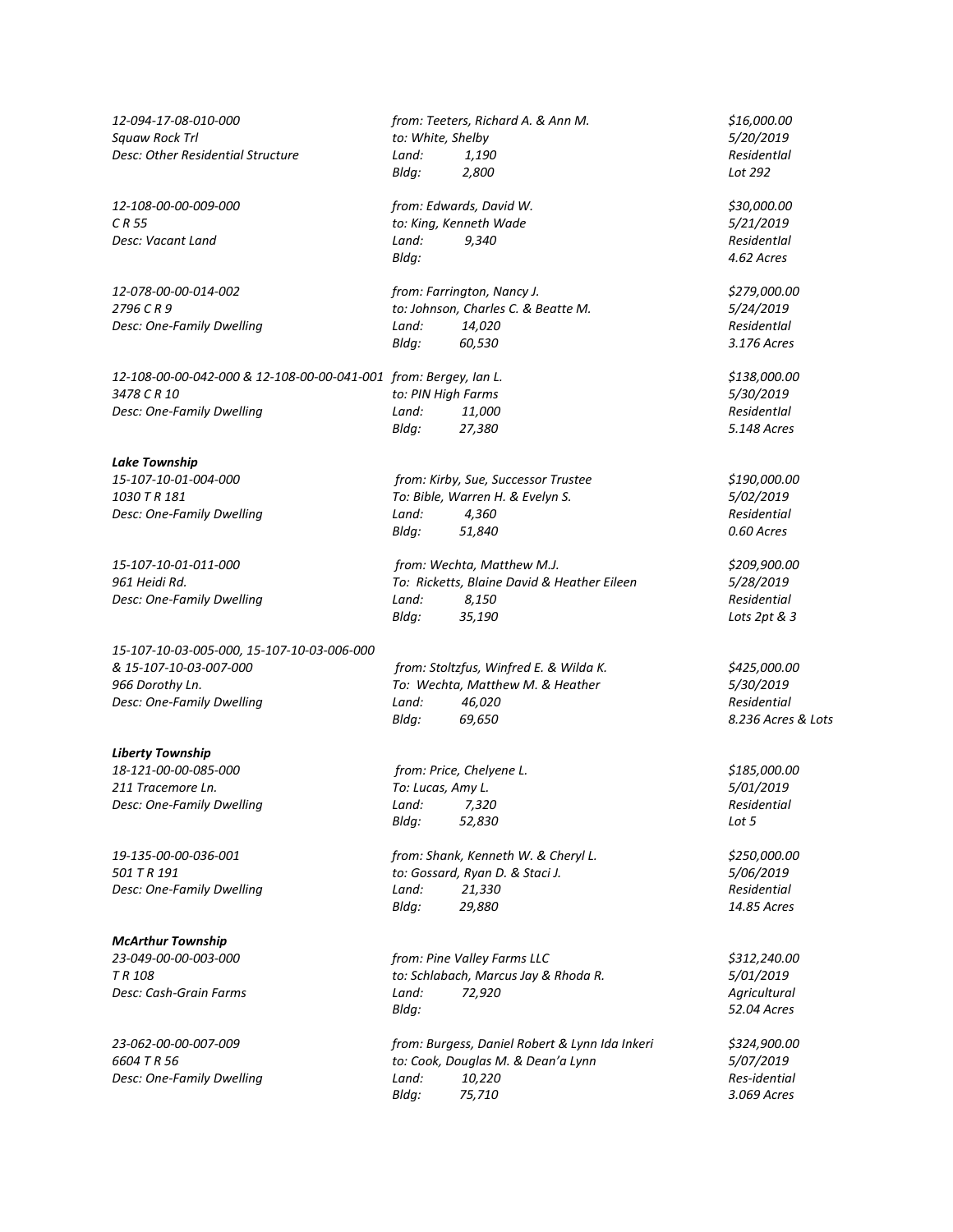*12-094-17-08-010-000*
*Squaw Rock Trl*
*Desc: Other Residential Structure*
*from: Teeters, Richard A. & Ann M.*
*to: White, Shelby*
*Land: 1,190*
*Bldg: 2,800*
*$16,000.00*
*5/20/2019*
*Residentlal*
*Lot 292*

*12-108-00-00-009-000*
*C R 55*
*Desc: Vacant Land*
*from: Edwards, David W.*
*to: King, Kenneth Wade*
*Land: 9,340*
*Bldg:*
*$30,000.00*
*5/21/2019*
*Residentlal*
*4.62 Acres*

*12-078-00-00-014-002*
*2796 C R 9*
*Desc: One-Family Dwelling*
*from: Farrington, Nancy J.*
*to: Johnson, Charles C. & Beatte M.*
*Land: 14,020*
*Bldg: 60,530*
*$279,000.00*
*5/24/2019*
*Residentlal*
*3.176 Acres*

*12-108-00-00-042-000 & 12-108-00-00-041-001*
*3478 C R 10*
*Desc: One-Family Dwelling*
*from: Bergey, Ian L.*
*to: PIN High Farms*
*Land: 11,000*
*Bldg: 27,380*
*$138,000.00*
*5/30/2019*
*Residentlal*
*5.148 Acres*

***Lake Township***

*15-107-10-01-004-000*
*1030 T R 181*
*Desc: One-Family Dwelling*
*from: Kirby, Sue, Successor Trustee*
*To: Bible, Warren H. & Evelyn S.*
*Land: 4,360*
*Bldg: 51,840*
*$190,000.00*
*5/02/2019*
*Residential*
*0.60 Acres*

*15-107-10-01-011-000*
*961 Heidi Rd.*
*Desc: One-Family Dwelling*
*from: Wechta, Matthew M.J.*
*To: Ricketts, Blaine David & Heather Eileen*
*Land: 8,150*
*Bldg: 35,190*
*$209,900.00*
*5/28/2019*
*Residential*
*Lots 2pt & 3*

*15-107-10-03-005-000, 15-107-10-03-006-000 & 15-107-10-03-007-000*
*966 Dorothy Ln.*
*Desc: One-Family Dwelling*
*from: Stoltzfus, Winfred E. & Wilda K.*
*To: Wechta, Matthew M. & Heather*
*Land: 46,020*
*Bldg: 69,650*
*$425,000.00*
*5/30/2019*
*Residential*
*8.236 Acres & Lots*

***Liberty Township***

*18-121-00-00-085-000*
*211 Tracemore Ln.*
*Desc: One-Family Dwelling*
*from: Price, Chelyene L.*
*To: Lucas, Amy L.*
*Land: 7,320*
*Bldg: 52,830*
*$185,000.00*
*5/01/2019*
*Residential*
*Lot 5*

*19-135-00-00-036-001*
*501 T R 191*
*Desc: One-Family Dwelling*
*from: Shank, Kenneth W. & Cheryl L.*
*to: Gossard, Ryan D. & Staci J.*
*Land: 21,330*
*Bldg: 29,880*
*$250,000.00*
*5/06/2019*
*Residential*
*14.85 Acres*

***McArthur Township***

*23-049-00-00-003-000*
*T R 108*
*Desc: Cash-Grain Farms*
*from: Pine Valley Farms LLC*
*to: Schlabach, Marcus Jay & Rhoda R.*
*Land: 72,920*
*Bldg:*
*$312,240.00*
*5/01/2019*
*Agricultural*
*52.04 Acres*

*23-062-00-00-007-009*
*6604 T R 56*
*Desc: One-Family Dwelling*
*from: Burgess, Daniel Robert & Lynn Ida Inkeri*
*to: Cook, Douglas M. & Dean'a Lynn*
*Land: 10,220*
*Bldg: 75,710*
*$324,900.00*
*5/07/2019*
*Res-idential*
*3.069 Acres*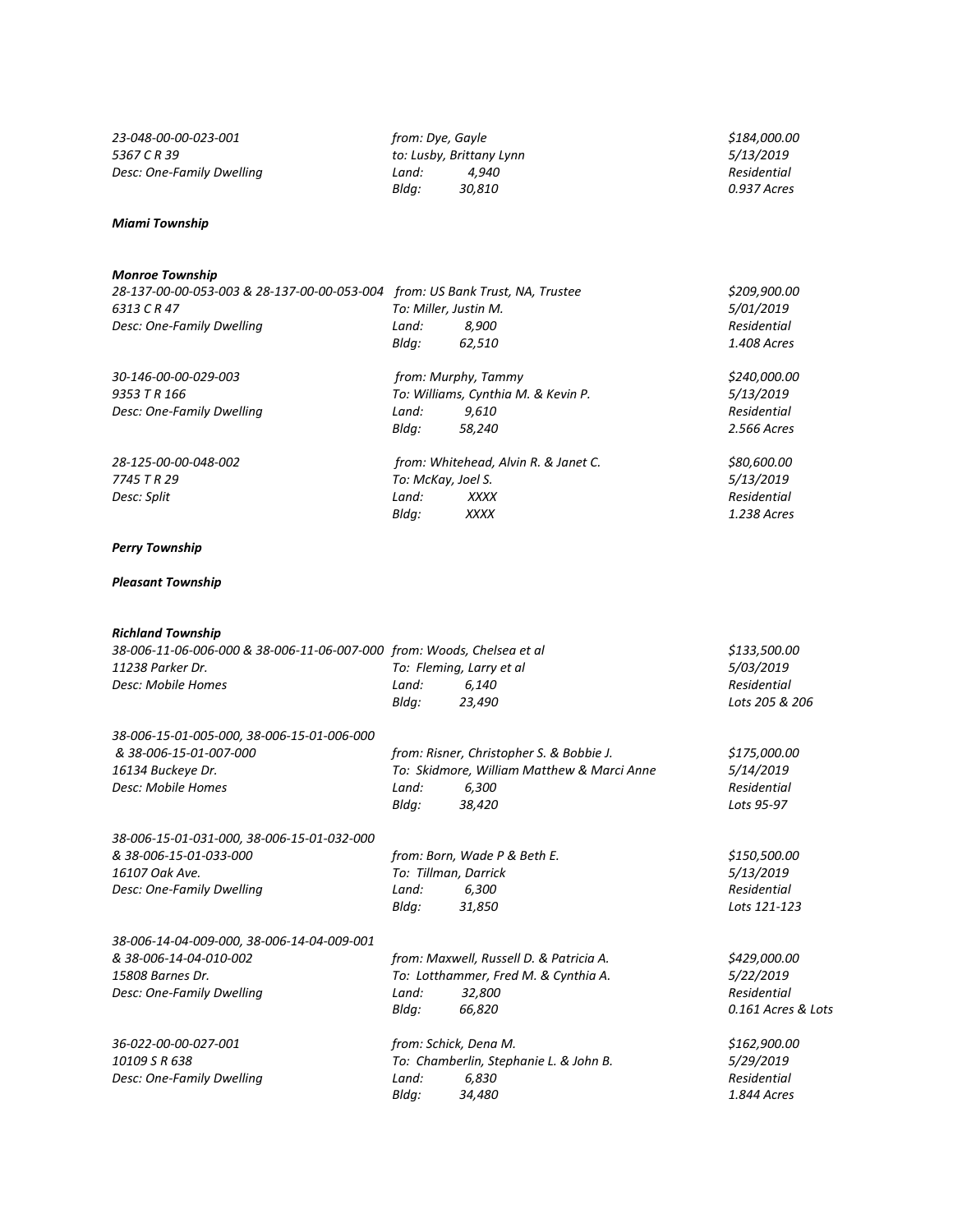*23-048-00-00-023-001* | *from: Dye, Gayle* | *$184,000.00*
*5367 C R 39* | *to: Lusby, Brittany Lynn* | *5/13/2019*
*Desc: One-Family Dwelling* | *Land: 4,940* | *Residential*
*Bldg: 30,810* | *0.937 Acres*

***Miami Township***

***Monroe Township***

| | | |
|---|---|---|
| *28-137-00-00-053-003 & 28-137-00-00-053-004* | *from: US Bank Trust, NA, Trustee* | *$209,900.00* |
| *6313 C R 47* | *To: Miller, Justin M.* | *5/01/2019* |
| *Desc: One-Family Dwelling* | *Land: 8,900* | *Residential* |
| | *Bldg: 62,510* | *1.408 Acres* |
| *30-146-00-00-029-003* | *from: Murphy, Tammy* | *$240,000.00* |
| *9353 T R 166* | *To: Williams, Cynthia M. & Kevin P.* | *5/13/2019* |
| *Desc: One-Family Dwelling* | *Land: 9,610* | *Residential* |
| | *Bldg: 58,240* | *2.566 Acres* |
| *28-125-00-00-048-002* | *from: Whitehead, Alvin R. & Janet C.* | *$80,600.00* |
| *7745 T R 29* | *To: McKay, Joel S.* | *5/13/2019* |
| *Desc: Split* | *Land: XXXX* | *Residential* |
| | *Bldg: XXXX* | *1.238 Acres* |

***Perry Township***

***Pleasant Township***

***Richland Township***

| | | |
|---|---|---|
| *38-006-11-06-006-000 & 38-006-11-06-007-000* | *from: Woods, Chelsea et al* | *$133,500.00* |
| *11238 Parker Dr.* | *To: Fleming, Larry et al* | *5/03/2019* |
| *Desc: Mobile Homes* | *Land: 6,140* | *Residential* |
| | *Bldg: 23,490* | *Lots 205 & 206* |
| *38-006-15-01-005-000, 38-006-15-01-006-000 & 38-006-15-01-007-000* | *from: Risner, Christopher S. & Bobbie J.* | *$175,000.00* |
| *16134 Buckeye Dr.* | *To: Skidmore, William Matthew & Marci Anne* | *5/14/2019* |
| *Desc: Mobile Homes* | *Land: 6,300* | *Residential* |
| | *Bldg: 38,420* | *Lots 95-97* |
| *38-006-15-01-031-000, 38-006-15-01-032-000 & 38-006-15-01-033-000* | *from: Born, Wade P & Beth E.* | *$150,500.00* |
| *16107 Oak Ave.* | *To: Tillman, Darrick* | *5/13/2019* |
| *Desc: One-Family Dwelling* | *Land: 6,300* | *Residential* |
| | *Bldg: 31,850* | *Lots 121-123* |
| *38-006-14-04-009-000, 38-006-14-04-009-001 & 38-006-14-04-010-002* | *from: Maxwell, Russell D. & Patricia A.* | *$429,000.00* |
| *15808 Barnes Dr.* | *To: Lotthammer, Fred M. & Cynthia A.* | *5/22/2019* |
| *Desc: One-Family Dwelling* | *Land: 32,800* | *Residential* |
| | *Bldg: 66,820* | *0.161 Acres & Lots* |
| *36-022-00-00-027-001* | *from: Schick, Dena M.* | *$162,900.00* |
| *10109 S R 638* | *To: Chamberlin, Stephanie L. & John B.* | *5/29/2019* |
| *Desc: One-Family Dwelling* | *Land: 6,830* | *Residential* |
| | *Bldg: 34,480* | *1.844 Acres* |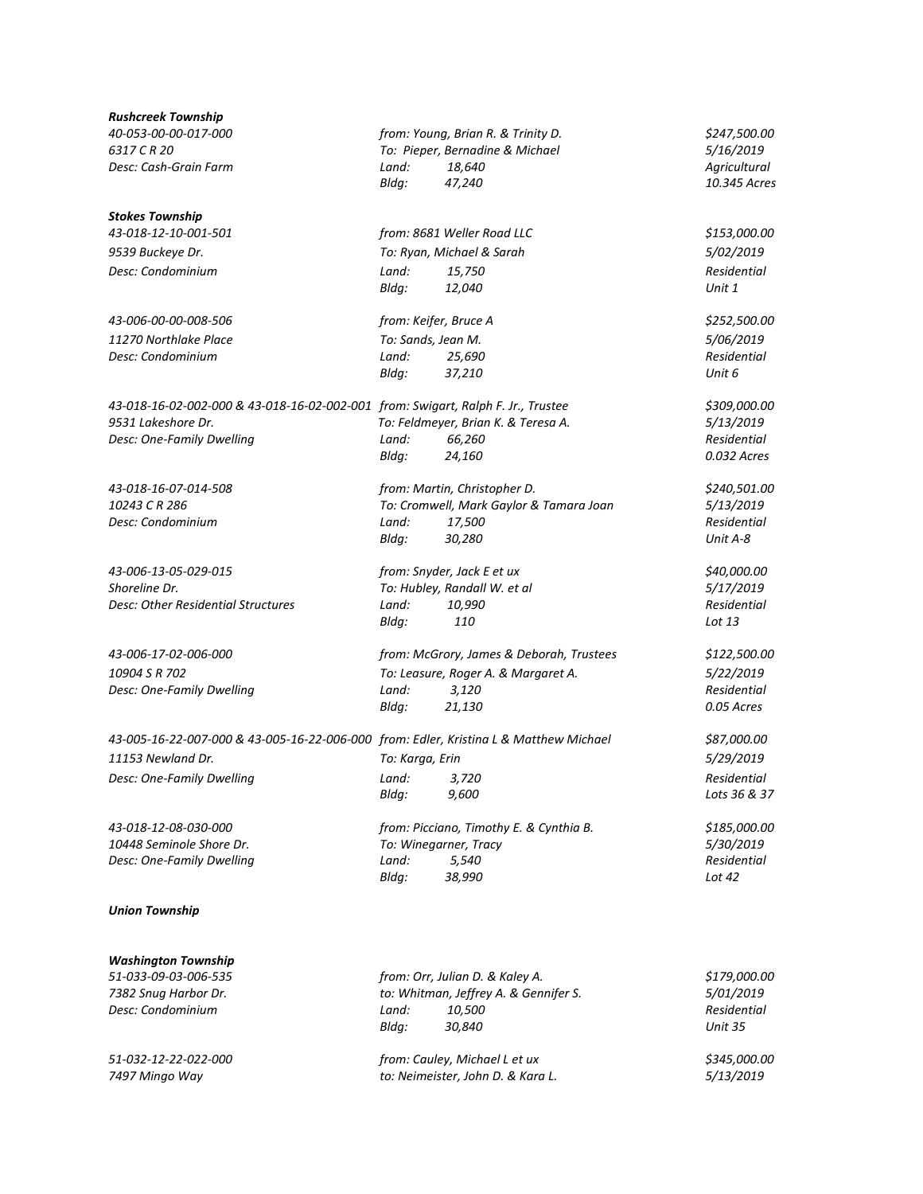***Rushcreek Township***

| | | |
|---|---|---|
| *40-053-00-00-017-000* | *from: Young, Brian R. & Trinity D.* | *$247,500.00* |
| *6317 C R 20* | *To: Pieper, Bernadine & Michael* | *5/16/2019* |
| *Desc: Cash-Grain Farm* | *Land: 18,640* | *Agricultural* |
| | *Bldg: 47,240* | *10.345 Acres* |

***Stokes Township***

| | | |
|---|---|---|
| *43-018-12-10-001-501* | *from: 8681 Weller Road LLC* | *$153,000.00* |
| *9539 Buckeye Dr.* | *To: Ryan, Michael & Sarah* | *5/02/2019* |
| *Desc: Condominium* | *Land: 15,750* | *Residential* |
| | *Bldg: 12,040* | *Unit 1* |
| | | |
| *43-006-00-00-008-506* | *from: Keifer, Bruce A* | *$252,500.00* |
| *11270 Northlake Place* | *To: Sands, Jean M.* | *5/06/2019* |
| *Desc: Condominium* | *Land: 25,690* | *Residential* |
| | *Bldg: 37,210* | *Unit 6* |
| | | |
| *43-018-16-02-002-000 & 43-018-16-02-002-001* | *from: Swigart, Ralph F. Jr., Trustee* | *$309,000.00* |
| *9531 Lakeshore Dr.* | *To: Feldmeyer, Brian K. & Teresa A.* | *5/13/2019* |
| *Desc: One-Family Dwelling* | *Land: 66,260* | *Residential* |
| | *Bldg: 24,160* | *0.032 Acres* |
| | | |
| *43-018-16-07-014-508* | *from: Martin, Christopher D.* | *$240,501.00* |
| *10243 C R 286* | *To: Cromwell, Mark Gaylor & Tamara Joan* | *5/13/2019* |
| *Desc: Condominium* | *Land: 17,500* | *Residential* |
| | *Bldg: 30,280* | *Unit A-8* |
| | | |
| *43-006-13-05-029-015* | *from: Snyder, Jack E et ux* | *$40,000.00* |
| *Shoreline Dr.* | *To: Hubley, Randall W. et al* | *5/17/2019* |
| *Desc: Other Residential Structures* | *Land: 10,990* | *Residential* |
| | *Bldg: 110* | *Lot 13* |
| | | |
| *43-006-17-02-006-000* | *from: McGrory, James & Deborah, Trustees* | *$122,500.00* |
| *10904 S R 702* | *To: Leasure, Roger A. & Margaret A.* | *5/22/2019* |
| *Desc: One-Family Dwelling* | *Land: 3,120* | *Residential* |
| | *Bldg: 21,130* | *0.05 Acres* |
| | | |
| *43-005-16-22-007-000 & 43-005-16-22-006-000* | *from: Edler, Kristina L & Matthew Michael* | *$87,000.00* |
| *11153 Newland Dr.* | *To: Karga, Erin* | *5/29/2019* |
| *Desc: One-Family Dwelling* | *Land: 3,720* | *Residential* |
| | *Bldg: 9,600* | *Lots 36 & 37* |
| | | |
| *43-018-12-08-030-000* | *from: Picciano, Timothy E. & Cynthia B.* | *$185,000.00* |
| *10448 Seminole Shore Dr.* | *To: Winegarner, Tracy* | *5/30/2019* |
| *Desc: One-Family Dwelling* | *Land: 5,540* | *Residential* |
| | *Bldg: 38,990* | *Lot 42* |

***Union Township***

***Washington Township***

| | | |
|---|---|---|
| *51-033-09-03-006-535* | *from: Orr, Julian D. & Kaley A.* | *$179,000.00* |
| *7382 Snug Harbor Dr.* | *to: Whitman, Jeffrey A. & Gennifer S.* | *5/01/2019* |
| *Desc: Condominium* | *Land: 10,500* | *Residential* |
| | *Bldg: 30,840* | *Unit 35* |
| | | |
| *51-032-12-22-022-000* | *from: Cauley, Michael L et ux* | *$345,000.00* |
| *7497 Mingo Way* | *to: Neimeister, John D. & Kara L.* | *5/13/2019* |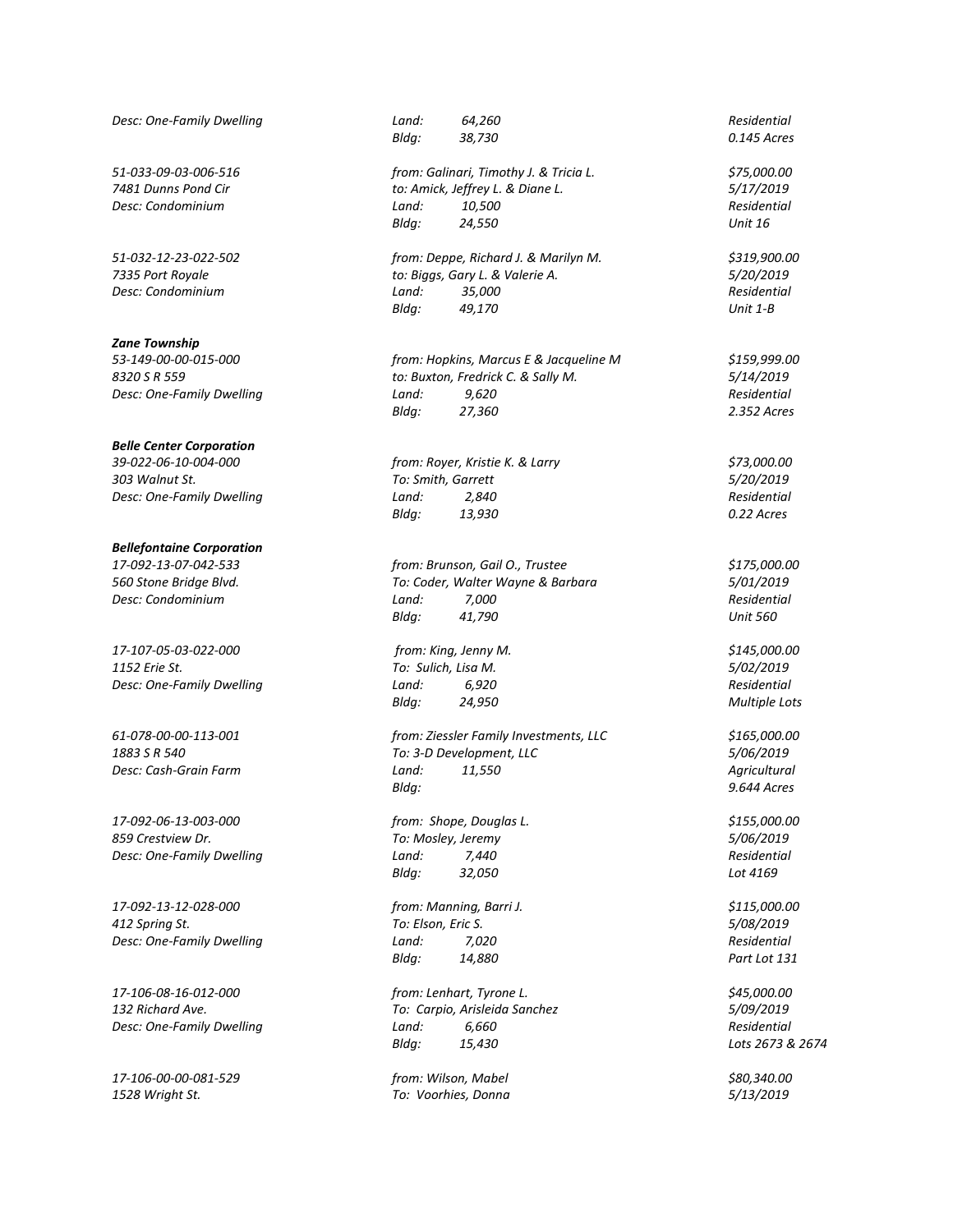*Desc: One-Family Dwelling* | *Land: 64,260* | *Residential*
*Bldg: 38,730* | *0.145 Acres*

*51-033-09-03-006-516* | *from: Galinari, Timothy J. & Tricia L.* | *$75,000.00*
*7481 Dunns Pond Cir* | *to: Amick, Jeffrey L. & Diane L.* | *5/17/2019*
*Desc: Condominium* | *Land: 10,500* | *Residential*
*Bldg: 24,550* | *Unit 16*

*51-032-12-23-022-502* | *from: Deppe, Richard J. & Marilyn M.* | *$319,900.00*
*7335 Port Royale* | *to: Biggs, Gary L. & Valerie A.* | *5/20/2019*
*Desc: Condominium* | *Land: 35,000* | *Residential*
*Bldg: 49,170* | *Unit 1-B*

***Zane Township***

*53-149-00-00-015-000* | *from: Hopkins, Marcus E & Jacqueline M* | *$159,999.00*
*8320 S R 559* | *to: Buxton, Fredrick C. & Sally M.* | *5/14/2019*
*Desc: One-Family Dwelling* | *Land: 9,620* | *Residential*
*Bldg: 27,360* | *2.352 Acres*

***Belle Center Corporation***

*39-022-06-10-004-000* | *from: Royer, Kristie K. & Larry* | *$73,000.00*
*303 Walnut St.* | *To: Smith, Garrett* | *5/20/2019*
*Desc: One-Family Dwelling* | *Land: 2,840* | *Residential*
*Bldg: 13,930* | *0.22 Acres*

***Bellefontaine Corporation***

*17-092-13-07-042-533* | *from: Brunson, Gail O., Trustee* | *$175,000.00*
*560 Stone Bridge Blvd.* | *To: Coder, Walter Wayne & Barbara* | *5/01/2019*
*Desc: Condominium* | *Land: 7,000* | *Residential*
*Bldg: 41,790* | *Unit 560*

*17-107-05-03-022-000* | *from: King, Jenny M.* | *$145,000.00*
*1152 Erie St.* | *To: Sulich, Lisa M.* | *5/02/2019*
*Desc: One-Family Dwelling* | *Land: 6,920* | *Residential*
*Bldg: 24,950* | *Multiple Lots*

*61-078-00-00-113-001* | *from: Ziessler Family Investments, LLC* | *$165,000.00*
*1883 S R 540* | *To: 3-D Development, LLC* | *5/06/2019*
*Desc: Cash-Grain Farm* | *Land: 11,550* | *Agricultural*
*Bldg:* | *9.644 Acres*

*17-092-06-13-003-000* | *from: Shope, Douglas L.* | *$155,000.00*
*859 Crestview Dr.* | *To: Mosley, Jeremy* | *5/06/2019*
*Desc: One-Family Dwelling* | *Land: 7,440* | *Residential*
*Bldg: 32,050* | *Lot 4169*

*17-092-13-12-028-000* | *from: Manning, Barri J.* | *$115,000.00*
*412 Spring St.* | *To: Elson, Eric S.* | *5/08/2019*
*Desc: One-Family Dwelling* | *Land: 7,020* | *Residential*
*Bldg: 14,880* | *Part Lot 131*

*17-106-08-16-012-000* | *from: Lenhart, Tyrone L.* | *$45,000.00*
*132 Richard Ave.* | *To: Carpio, Arisleida Sanchez* | *5/09/2019*
*Desc: One-Family Dwelling* | *Land: 6,660* | *Residential*
*Bldg: 15,430* | *Lots 2673 & 2674*

*17-106-00-00-081-529* | *from: Wilson, Mabel* | *$80,340.00*
*1528 Wright St.* | *To: Voorhies, Donna* | *5/13/2019*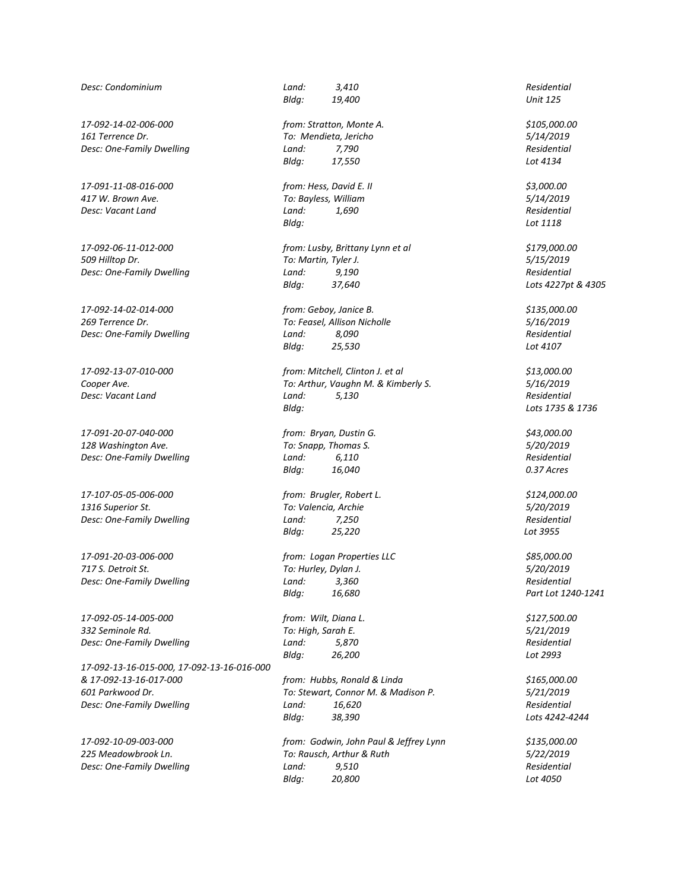*Desc: Condominium* | *Land: 3,410* | *Residential*
*Bldg: 19,400* | *Unit 125*

| Parcel / Address / Description | Parties / Valuation | Price / Date / Class / Lot |
|---|---|---|
| *Desc: Condominium* | *Land: 3,410* | *Residential* |
| | *Bldg: 19,400* | *Unit 125* |
| *17-092-14-02-006-000* | *from: Stratton, Monte A.* | *$105,000.00* |
| *161 Terrence Dr.* | *To: Mendieta, Jericho* | *5/14/2019* |
| *Desc: One-Family Dwelling* | *Land: 7,790* | *Residential* |
| | *Bldg: 17,550* | *Lot 4134* |
| *17-091-11-08-016-000* | *from: Hess, David E. II* | *$3,000.00* |
| *417 W. Brown Ave.* | *To: Bayless, William* | *5/14/2019* |
| *Desc: Vacant Land* | *Land: 1,690* | *Residential* |
| | *Bldg:* | *Lot 1118* |
| *17-092-06-11-012-000* | *from: Lusby, Brittany Lynn et al* | *$179,000.00* |
| *509 Hilltop Dr.* | *To: Martin, Tyler J.* | *5/15/2019* |
| *Desc: One-Family Dwelling* | *Land: 9,190* | *Residential* |
| | *Bldg: 37,640* | *Lots 4227pt & 4305* |
| *17-092-14-02-014-000* | *from: Geboy, Janice B.* | *$135,000.00* |
| *269 Terrence Dr.* | *To: Feasel, Allison Nicholle* | *5/16/2019* |
| *Desc: One-Family Dwelling* | *Land: 8,090* | *Residential* |
| | *Bldg: 25,530* | *Lot 4107* |
| *17-092-13-07-010-000* | *from: Mitchell, Clinton J. et al* | *$13,000.00* |
| *Cooper Ave.* | *To: Arthur, Vaughn M. & Kimberly S.* | *5/16/2019* |
| *Desc: Vacant Land* | *Land: 5,130* | *Residential* |
| | *Bldg:* | *Lots 1735 & 1736* |
| *17-091-20-07-040-000* | *from: Bryan, Dustin G.* | *$43,000.00* |
| *128 Washington Ave.* | *To: Snapp, Thomas S.* | *5/20/2019* |
| *Desc: One-Family Dwelling* | *Land: 6,110* | *Residential* |
| | *Bldg: 16,040* | *0.37 Acres* |
| *17-107-05-05-006-000* | *from: Brugler, Robert L.* | *$124,000.00* |
| *1316 Superior St.* | *To: Valencia, Archie* | *5/20/2019* |
| *Desc: One-Family Dwelling* | *Land: 7,250* | *Residential* |
| | *Bldg: 25,220* | *Lot 3955* |
| *17-091-20-03-006-000* | *from: Logan Properties LLC* | *$85,000.00* |
| *717 S. Detroit St.* | *To: Hurley, Dylan J.* | *5/20/2019* |
| *Desc: One-Family Dwelling* | *Land: 3,360* | *Residential* |
| | *Bldg: 16,680* | *Part Lot 1240-1241* |
| *17-092-05-14-005-000* | *from: Wilt, Diana L.* | *$127,500.00* |
| *332 Seminole Rd.* | *To: High, Sarah E.* | *5/21/2019* |
| *Desc: One-Family Dwelling* | *Land: 5,870* | *Residential* |
| | *Bldg: 26,200* | *Lot 2993* |
| *17-092-13-16-015-000, 17-092-13-16-016-000 & 17-092-13-16-017-000* | *from: Hubbs, Ronald & Linda* | *$165,000.00* |
| *601 Parkwood Dr.* | *To: Stewart, Connor M. & Madison P.* | *5/21/2019* |
| *Desc: One-Family Dwelling* | *Land: 16,620* | *Residential* |
| | *Bldg: 38,390* | *Lots 4242-4244* |
| *17-092-10-09-003-000* | *from: Godwin, John Paul & Jeffrey Lynn* | *$135,000.00* |
| *225 Meadowbrook Ln.* | *To: Rausch, Arthur & Ruth* | *5/22/2019* |
| *Desc: One-Family Dwelling* | *Land: 9,510* | *Residential* |
| | *Bldg: 20,800* | *Lot 4050* |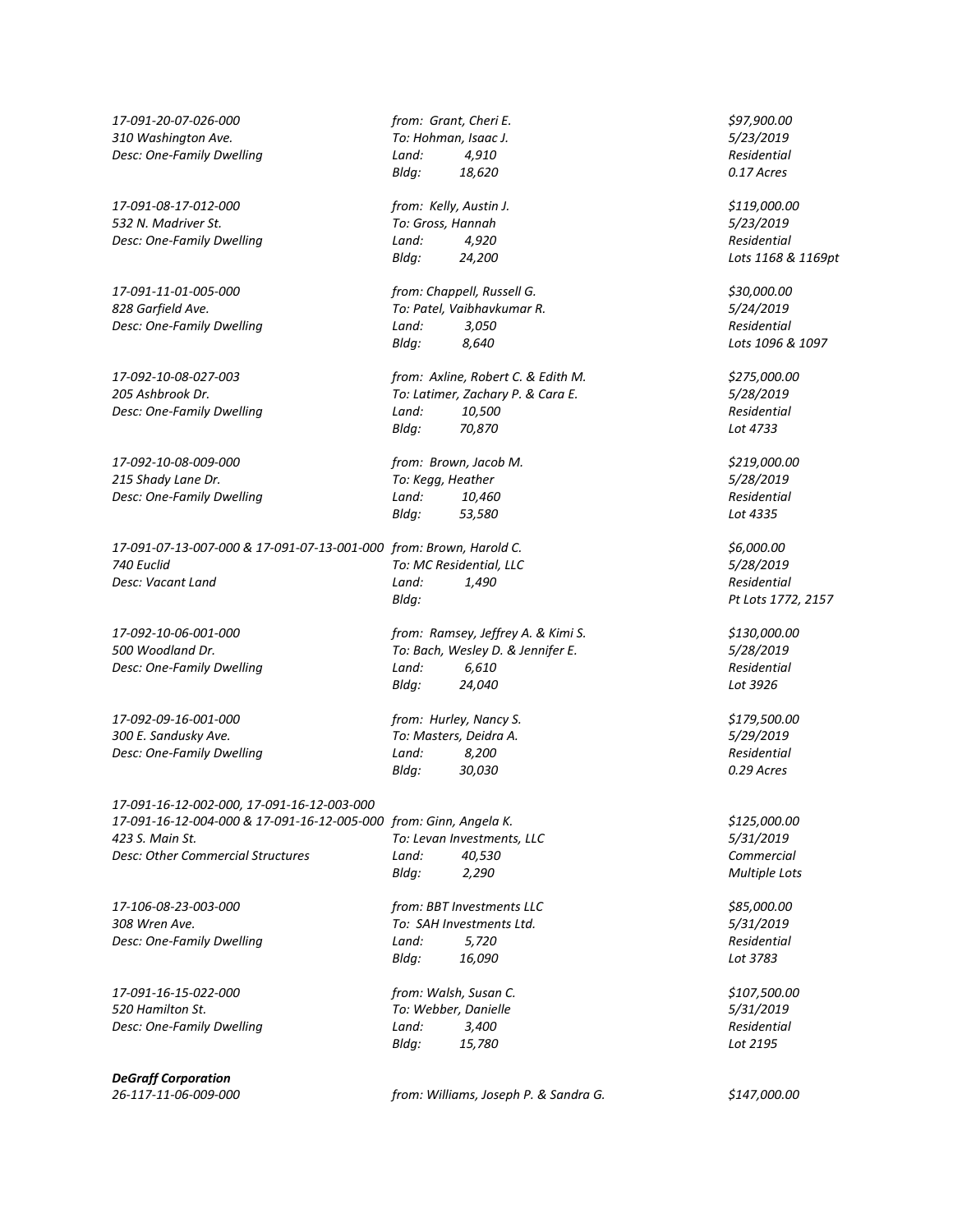*17-091-20-07-026-000*
*310 Washington Ave.*
*Desc: One-Family Dwelling*

*from: Grant, Cheri E.*
*To: Hohman, Isaac J.*
*Land: 4,910*
*Bldg: 18,620*

*$97,900.00*
*5/23/2019*
*Residential*
*0.17 Acres*

*17-091-08-17-012-000*
*532 N. Madriver St.*
*Desc: One-Family Dwelling*

*from: Kelly, Austin J.*
*To: Gross, Hannah*
*Land: 4,920*
*Bldg: 24,200*

*$119,000.00*
*5/23/2019*
*Residential*
*Lots 1168 & 1169pt*

*17-091-11-01-005-000*
*828 Garfield Ave.*
*Desc: One-Family Dwelling*

*from: Chappell, Russell G.*
*To: Patel, Vaibhavkumar R.*
*Land: 3,050*
*Bldg: 8,640*

*$30,000.00*
*5/24/2019*
*Residential*
*Lots 1096 & 1097*

*17-092-10-08-027-003*
*205 Ashbrook Dr.*
*Desc: One-Family Dwelling*

*from: Axline, Robert C. & Edith M.*
*To: Latimer, Zachary P. & Cara E.*
*Land: 10,500*
*Bldg: 70,870*

*$275,000.00*
*5/28/2019*
*Residential*
*Lot 4733*

*17-092-10-08-009-000*
*215 Shady Lane Dr.*
*Desc: One-Family Dwelling*

*from: Brown, Jacob M.*
*To: Kegg, Heather*
*Land: 10,460*
*Bldg: 53,580*

*$219,000.00*
*5/28/2019*
*Residential*
*Lot 4335*

*17-091-07-13-007-000 & 17-091-07-13-001-000*
*740 Euclid*
*Desc: Vacant Land*

*from: Brown, Harold C.*
*To: MC Residential, LLC*
*Land: 1,490*
*Bldg:*

*$6,000.00*
*5/28/2019*
*Residential*
*Pt Lots 1772, 2157*

*17-092-10-06-001-000*
*500 Woodland Dr.*
*Desc: One-Family Dwelling*

*from: Ramsey, Jeffrey A. & Kimi S.*
*To: Bach, Wesley D. & Jennifer E.*
*Land: 6,610*
*Bldg: 24,040*

*$130,000.00*
*5/28/2019*
*Residential*
*Lot 3926*

*17-092-09-16-001-000*
*300 E. Sandusky Ave.*
*Desc: One-Family Dwelling*

*from: Hurley, Nancy S.*
*To: Masters, Deidra A.*
*Land: 8,200*
*Bldg: 30,030*

*$179,500.00*
*5/29/2019*
*Residential*
*0.29 Acres*

*17-091-16-12-002-000, 17-091-16-12-003-000*
*17-091-16-12-004-000 & 17-091-16-12-005-000*
*423 S. Main St.*
*Desc: Other Commercial Structures*

*from: Ginn, Angela K.*
*To: Levan Investments, LLC*
*Land: 40,530*
*Bldg: 2,290*

*$125,000.00*
*5/31/2019*
*Commercial*
*Multiple Lots*

*17-106-08-23-003-000*
*308 Wren Ave.*
*Desc: One-Family Dwelling*

*from: BBT Investments LLC*
*To: SAH Investments Ltd.*
*Land: 5,720*
*Bldg: 16,090*

*$85,000.00*
*5/31/2019*
*Residential*
*Lot 3783*

*17-091-16-15-022-000*
*520 Hamilton St.*
*Desc: One-Family Dwelling*

*from: Walsh, Susan C.*
*To: Webber, Danielle*
*Land: 3,400*
*Bldg: 15,780*

*$107,500.00*
*5/31/2019*
*Residential*
*Lot 2195*

***DeGraff Corporation***

*26-117-11-06-009-000*

*from: Williams, Joseph P. & Sandra G.*

*$147,000.00*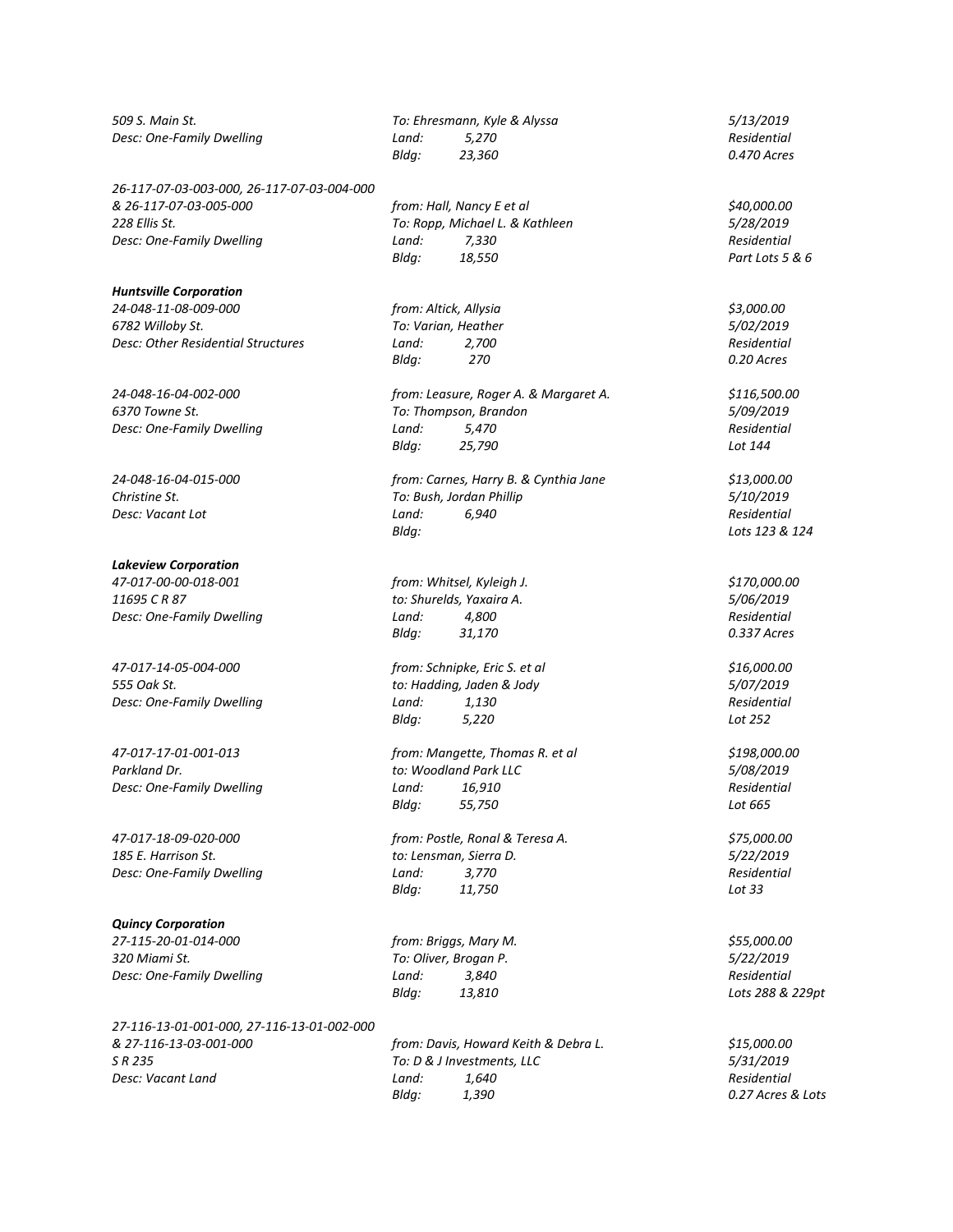*509 S. Main St.* | *To: Ehresmann, Kyle & Alyssa* | *5/13/2019*
*Desc: One-Family Dwelling* | *Land: 5,270* | *Residential*
*Bldg: 23,360* | *0.470 Acres*

*26-117-07-03-003-000, 26-117-07-03-004-000*
*& 26-117-07-03-005-000* | *from: Hall, Nancy E et al* | *$40,000.00*
*228 Ellis St.* | *To: Ropp, Michael L. & Kathleen* | *5/28/2019*
*Desc: One-Family Dwelling* | *Land: 7,330* | *Residential*
*Bldg: 18,550* | *Part Lots 5 & 6*

***Huntsville Corporation***

*24-048-11-08-009-000* | *from: Altick, Allysia* | *$3,000.00*
*6782 Willoby St.* | *To: Varian, Heather* | *5/02/2019*
*Desc: Other Residential Structures* | *Land: 2,700* | *Residential*
*Bldg: 270* | *0.20 Acres*

*24-048-16-04-002-000* | *from: Leasure, Roger A. & Margaret A.* | *$116,500.00*
*6370 Towne St.* | *To: Thompson, Brandon* | *5/09/2019*
*Desc: One-Family Dwelling* | *Land: 5,470* | *Residential*
*Bldg: 25,790* | *Lot 144*

*24-048-16-04-015-000* | *from: Carnes, Harry B. & Cynthia Jane* | *$13,000.00*
*Christine St.* | *To: Bush, Jordan Phillip* | *5/10/2019*
*Desc: Vacant Lot* | *Land: 6,940* | *Residential*
*Bldg:* | *Lots 123 & 124*

***Lakeview Corporation***

*47-017-00-00-018-001* | *from: Whitsel, Kyleigh J.* | *$170,000.00*
*11695 C R 87* | *to: Shurelds, Yaxaira A.* | *5/06/2019*
*Desc: One-Family Dwelling* | *Land: 4,800* | *Residential*
*Bldg: 31,170* | *0.337 Acres*

*47-017-14-05-004-000* | *from: Schnipke, Eric S. et al* | *$16,000.00*
*555 Oak St.* | *to: Hadding, Jaden & Jody* | *5/07/2019*
*Desc: One-Family Dwelling* | *Land: 1,130* | *Residential*
*Bldg: 5,220* | *Lot 252*

*47-017-17-01-001-013* | *from: Mangette, Thomas R. et al* | *$198,000.00*
*Parkland Dr.* | *to: Woodland Park LLC* | *5/08/2019*
*Desc: One-Family Dwelling* | *Land: 16,910* | *Residential*
*Bldg: 55,750* | *Lot 665*

*47-017-18-09-020-000* | *from: Postle, Ronal & Teresa A.* | *$75,000.00*
*185 E. Harrison St.* | *to: Lensman, Sierra D.* | *5/22/2019*
*Desc: One-Family Dwelling* | *Land: 3,770* | *Residential*
*Bldg: 11,750* | *Lot 33*

***Quincy Corporation***

*27-115-20-01-014-000* | *from: Briggs, Mary M.* | *$55,000.00*
*320 Miami St.* | *To: Oliver, Brogan P.* | *5/22/2019*
*Desc: One-Family Dwelling* | *Land: 3,840* | *Residential*
*Bldg: 13,810* | *Lots 288 & 229pt*

*27-116-13-01-001-000, 27-116-13-01-002-000*
*& 27-116-13-03-001-000* | *from: Davis, Howard Keith & Debra L.* | *$15,000.00*
*S R 235* | *To: D & J Investments, LLC* | *5/31/2019*
*Desc: Vacant Land* | *Land: 1,640* | *Residential*
*Bldg: 1,390* | *0.27 Acres & Lots*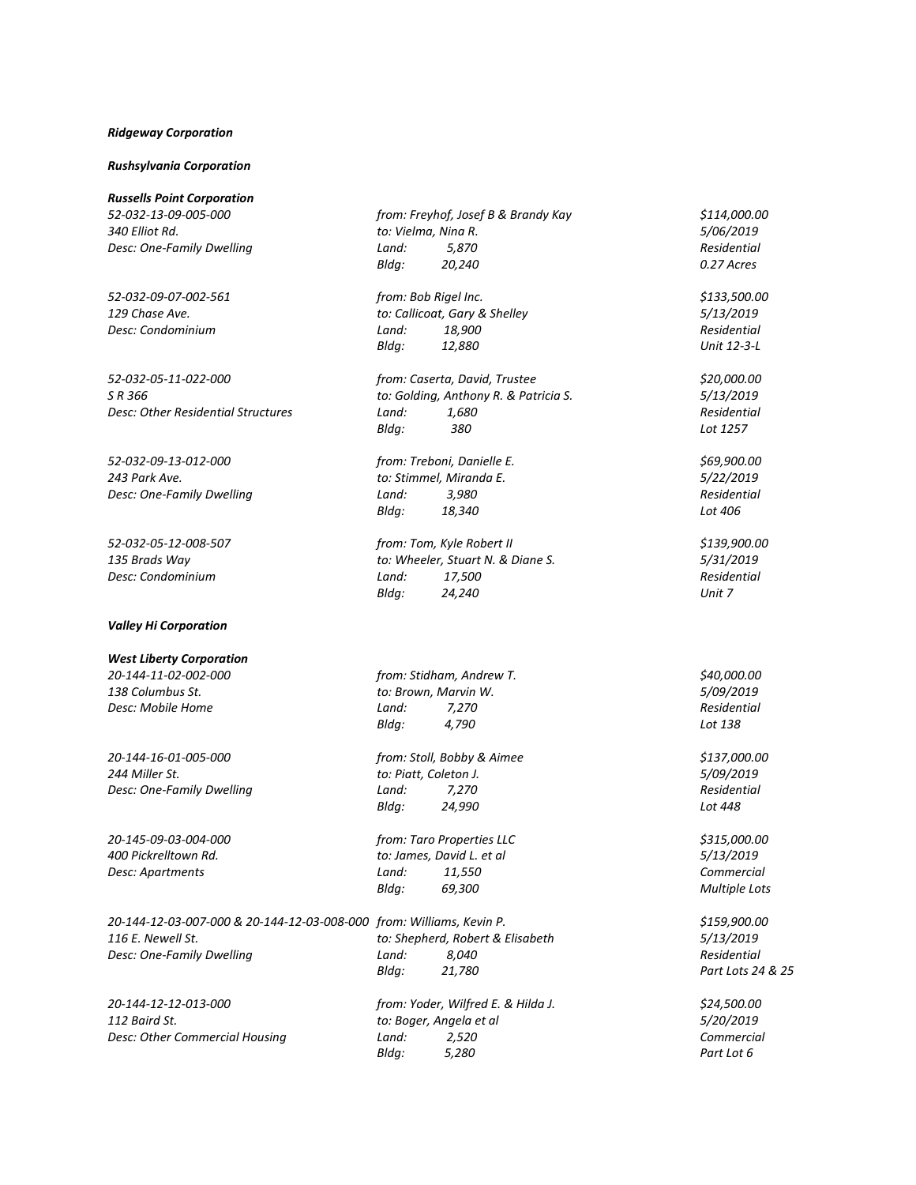***Ridgeway Corporation***

***Rushsylvania Corporation***

***Russells Point Corporation***

| | | |
|---|---|---|
| *52-032-13-09-005-000* | *from: Freyhof, Josef B & Brandy Kay* | *$114,000.00* |
| *340 Elliot Rd.* | *to: Vielma, Nina R.* | *5/06/2019* |
| *Desc: One-Family Dwelling* | *Land: 5,870* | *Residential* |
| | *Bldg: 20,240* | *0.27 Acres* |
| *52-032-09-07-002-561* | *from: Bob Rigel Inc.* | *$133,500.00* |
| *129 Chase Ave.* | *to: Callicoat, Gary & Shelley* | *5/13/2019* |
| *Desc: Condominium* | *Land: 18,900* | *Residential* |
| | *Bldg: 12,880* | *Unit 12-3-L* |
| *52-032-05-11-022-000* | *from: Caserta, David, Trustee* | *$20,000.00* |
| *S R 366* | *to: Golding, Anthony R. & Patricia S.* | *5/13/2019* |
| *Desc: Other Residential Structures* | *Land: 1,680* | *Residential* |
| | *Bldg: 380* | *Lot 1257* |
| *52-032-09-13-012-000* | *from: Treboni, Danielle E.* | *$69,900.00* |
| *243 Park Ave.* | *to: Stimmel, Miranda E.* | *5/22/2019* |
| *Desc: One-Family Dwelling* | *Land: 3,980* | *Residential* |
| | *Bldg: 18,340* | *Lot 406* |
| *52-032-05-12-008-507* | *from: Tom, Kyle Robert II* | *$139,900.00* |
| *135 Brads Way* | *to: Wheeler, Stuart N. & Diane S.* | *5/31/2019* |
| *Desc: Condominium* | *Land: 17,500* | *Residential* |
| | *Bldg: 24,240* | *Unit 7* |

***Valley Hi Corporation***

***West Liberty Corporation***

| | | |
|---|---|---|
| *20-144-11-02-002-000* | *from: Stidham, Andrew T.* | *$40,000.00* |
| *138 Columbus St.* | *to: Brown, Marvin W.* | *5/09/2019* |
| *Desc: Mobile Home* | *Land: 7,270* | *Residential* |
| | *Bldg: 4,790* | *Lot 138* |
| *20-144-16-01-005-000* | *from: Stoll, Bobby & Aimee* | *$137,000.00* |
| *244 Miller St.* | *to: Piatt, Coleton J.* | *5/09/2019* |
| *Desc: One-Family Dwelling* | *Land: 7,270* | *Residential* |
| | *Bldg: 24,990* | *Lot 448* |
| *20-145-09-03-004-000* | *from: Taro Properties LLC* | *$315,000.00* |
| *400 Pickrelltown Rd.* | *to: James, David L. et al* | *5/13/2019* |
| *Desc: Apartments* | *Land: 11,550* | *Commercial* |
| | *Bldg: 69,300* | *Multiple Lots* |
| *20-144-12-03-007-000 & 20-144-12-03-008-000* | *from: Williams, Kevin P.* | *$159,900.00* |
| *116 E. Newell St.* | *to: Shepherd, Robert & Elisabeth* | *5/13/2019* |
| *Desc: One-Family Dwelling* | *Land: 8,040* | *Residential* |
| | *Bldg: 21,780* | *Part Lots 24 & 25* |
| *20-144-12-12-013-000* | *from: Yoder, Wilfred E. & Hilda J.* | *$24,500.00* |
| *112 Baird St.* | *to: Boger, Angela et al* | *5/20/2019* |
| *Desc: Other Commercial Housing* | *Land: 2,520* | *Commercial* |
| | *Bldg: 5,280* | *Part Lot 6* |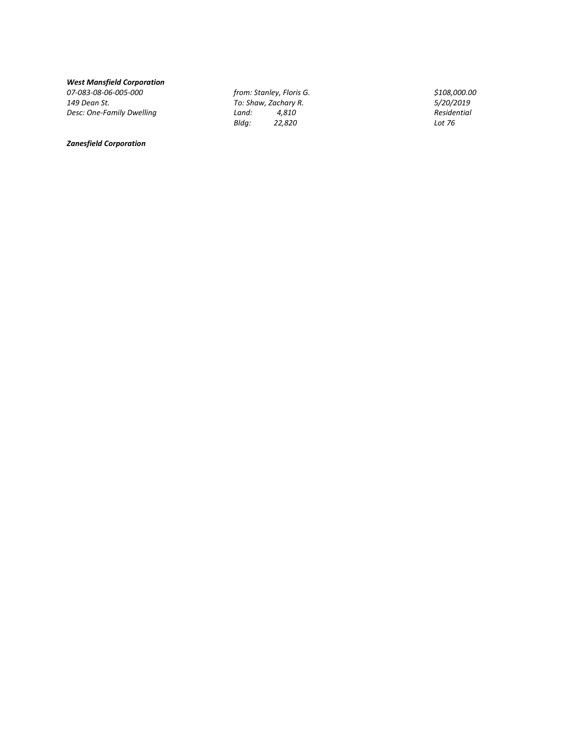***West Mansfield Corporation***

| | | |
|---|---|---|
| *07-083-08-06-005-000* | *from: Stanley, Floris G.* | *$108,000.00* |
| *149 Dean St.* | *To: Shaw, Zachary R.* | *5/20/2019* |
| *Desc: One-Family Dwelling* | *Land: 4,810* | *Residential* |
| | *Bldg: 22,820* | *Lot 76* |

***Zanesfield Corporation***